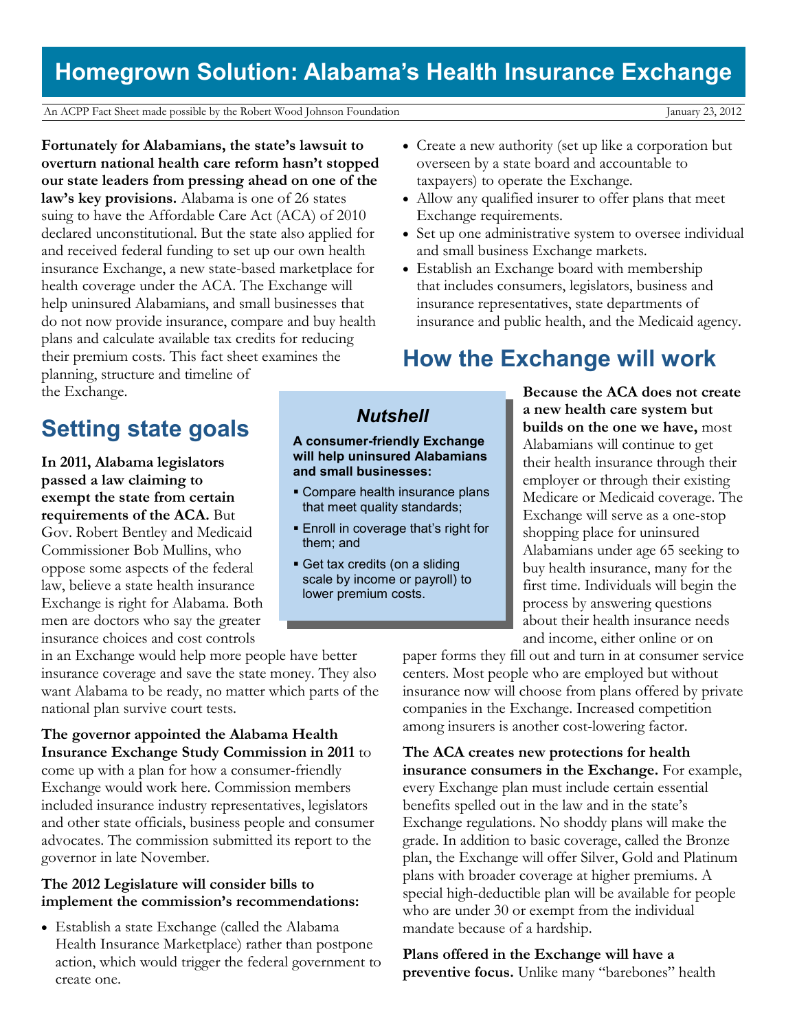# Homegrown Solution: Alabama's Health Insurance Exchange

An ACPP Fact Sheet made possible by the Robert Wood Johnson Foundation

January 23, 2012

**Fortunately for Alabamians, the state's lawsuit to overturn national health care reform hasn't stopped our state leaders from pressing ahead on one of the law's key provisions.** Alabama is one of 26 states suing to have the Affordable Care Act (ACA) of 2010 declared unconstitutional. But the state also applied for and received federal funding to set up our own health insurance Exchange, a new state-based marketplace for health coverage under the ACA. The Exchange will help uninsured Alabamians, and small businesses that do not now provide insurance, compare and buy health plans and calculate available tax credits for reducing their premium costs. This fact sheet examines the planning, structure and timeline of the Exchange.

## Setting state goals

**In 2011, Alabama legislators passed a law claiming to exempt the state from certain requirements of the ACA.** But Gov. Robert Bentley and Medicaid Commissioner Bob Mullins, who oppose some aspects of the federal law, believe a state health insurance Exchange is right for Alabama. Both men are doctors who say the greater insurance choices and cost controls in an Exchange would help more people have better insurance coverage and save the state money. They also want Alabama to be ready, no matter which parts of the national plan survive court tests.

**The governor appointed the Alabama Health Insurance Exchange Study Commission in 2011** to come up with a plan for how a consumer-friendly Exchange would work here. Commission members included insurance industry representatives, legislators and other state officials, business people and consumer advocates. The commission submitted its report to the governor in late November.

**The 2012 Legislature will consider bills to implement the commission's recommendations:**

- Establish a state Exchange (called the Alabama Health Insurance Marketplace) rather than postpone action, which would trigger the federal government to create one.
- Create a new authority (set up like a corporation but overseen by a state board and accountable to taxpayers) to operate the Exchange.
- Allow any qualified insurer to offer plans that meet Exchange requirements.
- Set up one administrative system to oversee individual and small business Exchange markets.
- Establish an Exchange board with membership that includes consumers, legislators, business and insurance representatives, state departments of insurance and public health, and the Medicaid agency.

### *Nutshell*

**A consumer-friendly Exchange will help uninsured Alabamians and small businesses:**

- Compare health insurance plans that meet quality standards;
- Enroll in coverage that's right for them; and
- Get tax credits (on a sliding scale by income or payroll) to lower premium costs.

## How the Exchange will work

**Because the ACA does not create a new health care system but builds on the one we have,** most Alabamians will continue to get their health insurance through their employer or through their existing Medicare or Medicaid coverage. The Exchange will serve as a one-stop shopping place for uninsured Alabamians under age 65 seeking to buy health insurance, many for the first time. Individuals will begin the process by answering questions about their health insurance needs and income, either online or on paper forms they fill out and turn in at consumer service centers. Most people who are employed but without insurance now will choose from plans offered by private companies in the Exchange. Increased competition among insurers is another cost-lowering factor.

**The ACA creates new protections for health insurance consumers in the Exchange.** For example, every Exchange plan must include certain essential benefits spelled out in the law and in the state's Exchange regulations. No shoddy plans will make the grade. In addition to basic coverage, called the Bronze plan, the Exchange will offer Silver, Gold and Platinum plans with broader coverage at higher premiums. A special high-deductible plan will be available for people who are under 30 or exempt from the individual mandate because of a hardship.

**Plans offered in the Exchange will have a preventive focus.** Unlike many "barebones" health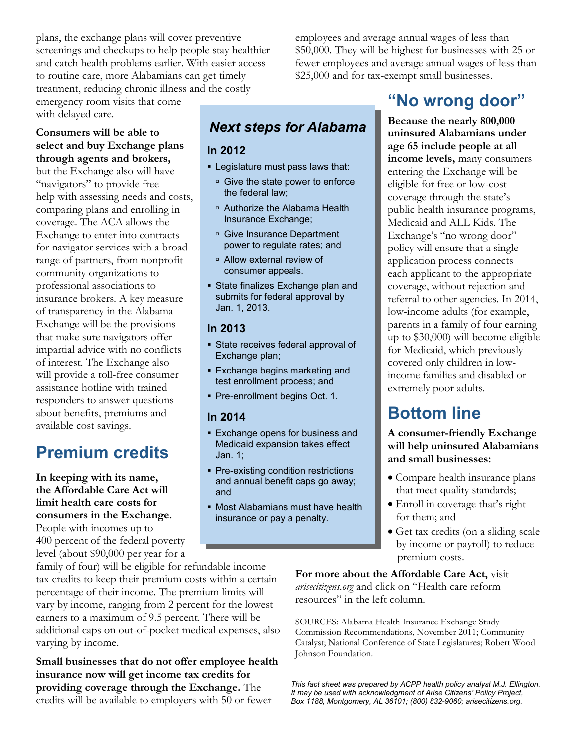plans, the exchange plans will cover preventive screenings and checkups to help people stay healthier and catch health problems earlier. With easier access to routine care, more Alabamians can get timely treatment, reducing chronic illness and the costly emergency room visits that come with delayed care.

**Consumers will be able to select and buy Exchange plans through agents and brokers,** but the Exchange also will have "navigators" to provide free help with assessing needs and costs, comparing plans and enrolling in coverage. The ACA allows the Exchange to enter into contracts for navigator services with a broad range of partners, from nonprofit community organizations to professional associations to insurance brokers. A key measure of transparency in the Alabama Exchange will be the provisions that make sure navigators offer impartial advice with no conflicts of interest. The Exchange also will provide a toll-free consumer assistance hotline with trained responders to answer questions about benefits, premiums and available cost savings.

## Premium credits

**In keeping with its name, the Affordable Care Act will limit health care costs for consumers in the Exchange.** People with incomes up to 400 percent of the federal poverty level (about $90,000 per year for a family of four) will be eligible for refundable income tax credits to keep their premium costs within a certain percentage of their income. The premium limits will vary by income, ranging from 2 percent for the lowest earners to a maximum of 9.5 percent. There will be additional caps on out-of-pocket medical expenses, also varying by income.

**Small businesses that do not offer employee health insurance now will get income tax credits for providing coverage through the Exchange.** The credits will be available to employers with 50 or fewer employees and average annual wages of less than $50,000. They will be highest for businesses with 25 or fewer employees and average annual wages of less than $25,000 and for tax-exempt small businesses.

## *Next steps for Alabama*

### In 2012

- Legislature must pass laws that:
  - Give the state power to enforce the federal law;
  - Authorize the Alabama Health Insurance Exchange;
  - Give Insurance Department power to regulate rates; and
  - Allow external review of consumer appeals.
- State finalizes Exchange plan and submits for federal approval by Jan. 1, 2013.

### In 2013

- State receives federal approval of Exchange plan;
- Exchange begins marketing and test enrollment process; and
- Pre-enrollment begins Oct. 1.

### In 2014

- Exchange opens for business and Medicaid expansion takes effect Jan. 1;
- Pre-existing condition restrictions and annual benefit caps go away; and
- Most Alabamians must have health insurance or pay a penalty.

## "No wrong door"

**Because the nearly 800,000 uninsured Alabamians under age 65 include people at all income levels,** many consumers entering the Exchange will be eligible for free or low-cost coverage through the state's public health insurance programs, Medicaid and ALL Kids. The Exchange's "no wrong door" policy will ensure that a single application process connects each applicant to the appropriate coverage, without rejection and referral to other agencies. In 2014, low-income adults (for example, parents in a family of four earning up to $30,000) will become eligible for Medicaid, which previously covered only children in low-income families and disabled or extremely poor adults.

## Bottom line

**A consumer-friendly Exchange will help uninsured Alabamians and small businesses:**

- Compare health insurance plans that meet quality standards;
- Enroll in coverage that's right for them; and
- Get tax credits (on a sliding scale by income or payroll) to reduce premium costs.

**For more about the Affordable Care Act,** visit *arisecitizens.org* and click on "Health care reform resources" in the left column.

SOURCES: Alabama Health Insurance Exchange Study Commission Recommendations, November 2011; Community Catalyst; National Conference of State Legislatures; Robert Wood Johnson Foundation.

*This fact sheet was prepared by ACPP health policy analyst M.J. Ellington. It may be used with acknowledgment of Arise Citizens' Policy Project, Box 1188, Montgomery, AL 36101; (800) 832-9060; arisecitizens.org.*